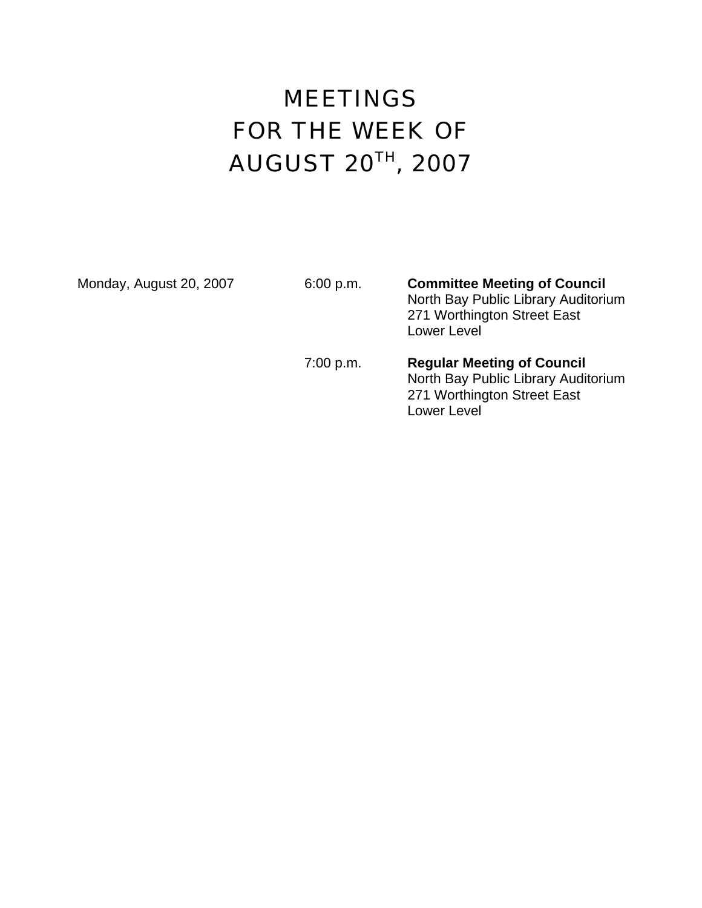# MEETINGS FOR THE WEEK OF AUGUST 20TH, 2007

| | | |
|---|---|---|
| Monday, August 20, 2007 | 6:00 p.m. | **Committee Meeting of Council**<br>North Bay Public Library Auditorium<br>271 Worthington Street East<br>Lower Level |
| | 7:00 p.m. | **Regular Meeting of Council**<br>North Bay Public Library Auditorium<br>271 Worthington Street East<br>Lower Level |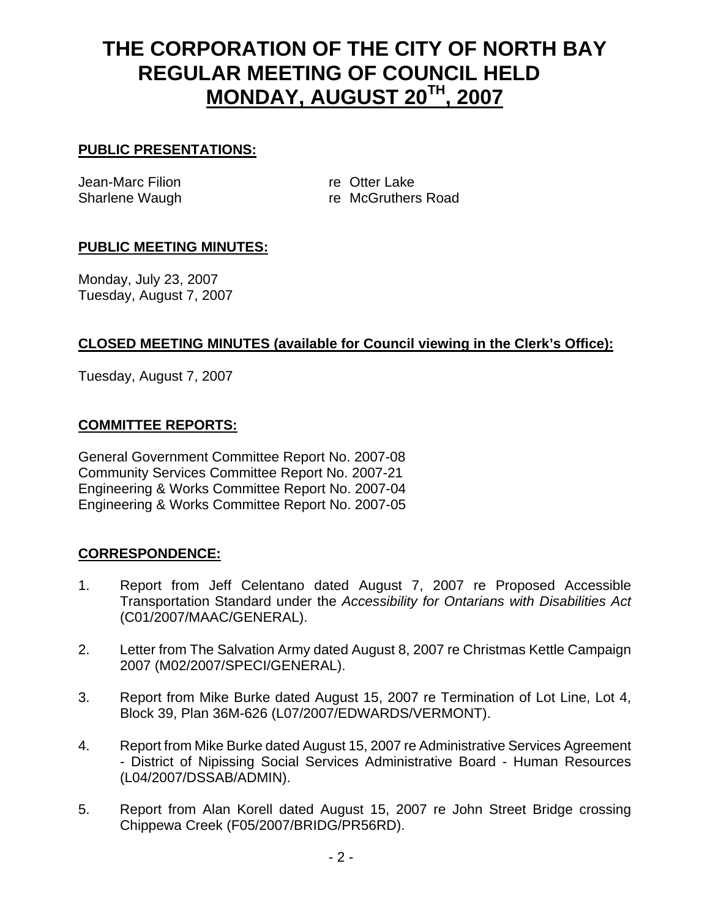# THE CORPORATION OF THE CITY OF NORTH BAY REGULAR MEETING OF COUNCIL HELD MONDAY, AUGUST 20TH, 2007

**PUBLIC PRESENTATIONS:**

Jean-Marc Filion re Otter Lake
Sharlene Waugh re McGruthers Road

**PUBLIC MEETING MINUTES:**

Monday, July 23, 2007
Tuesday, August 7, 2007

**CLOSED MEETING MINUTES (available for Council viewing in the Clerk's Office):**

Tuesday, August 7, 2007

**COMMITTEE REPORTS:**

General Government Committee Report No. 2007-08
Community Services Committee Report No. 2007-21
Engineering & Works Committee Report No. 2007-04
Engineering & Works Committee Report No. 2007-05

**CORRESPONDENCE:**

1. Report from Jeff Celentano dated August 7, 2007 re Proposed Accessible Transportation Standard under the *Accessibility for Ontarians with Disabilities Act* (C01/2007/MAAC/GENERAL).

2. Letter from The Salvation Army dated August 8, 2007 re Christmas Kettle Campaign 2007 (M02/2007/SPECI/GENERAL).

3. Report from Mike Burke dated August 15, 2007 re Termination of Lot Line, Lot 4, Block 39, Plan 36M-626 (L07/2007/EDWARDS/VERMONT).

4. Report from Mike Burke dated August 15, 2007 re Administrative Services Agreement - District of Nipissing Social Services Administrative Board - Human Resources (L04/2007/DSSAB/ADMIN).

5. Report from Alan Korell dated August 15, 2007 re John Street Bridge crossing Chippewa Creek (F05/2007/BRIDG/PR56RD).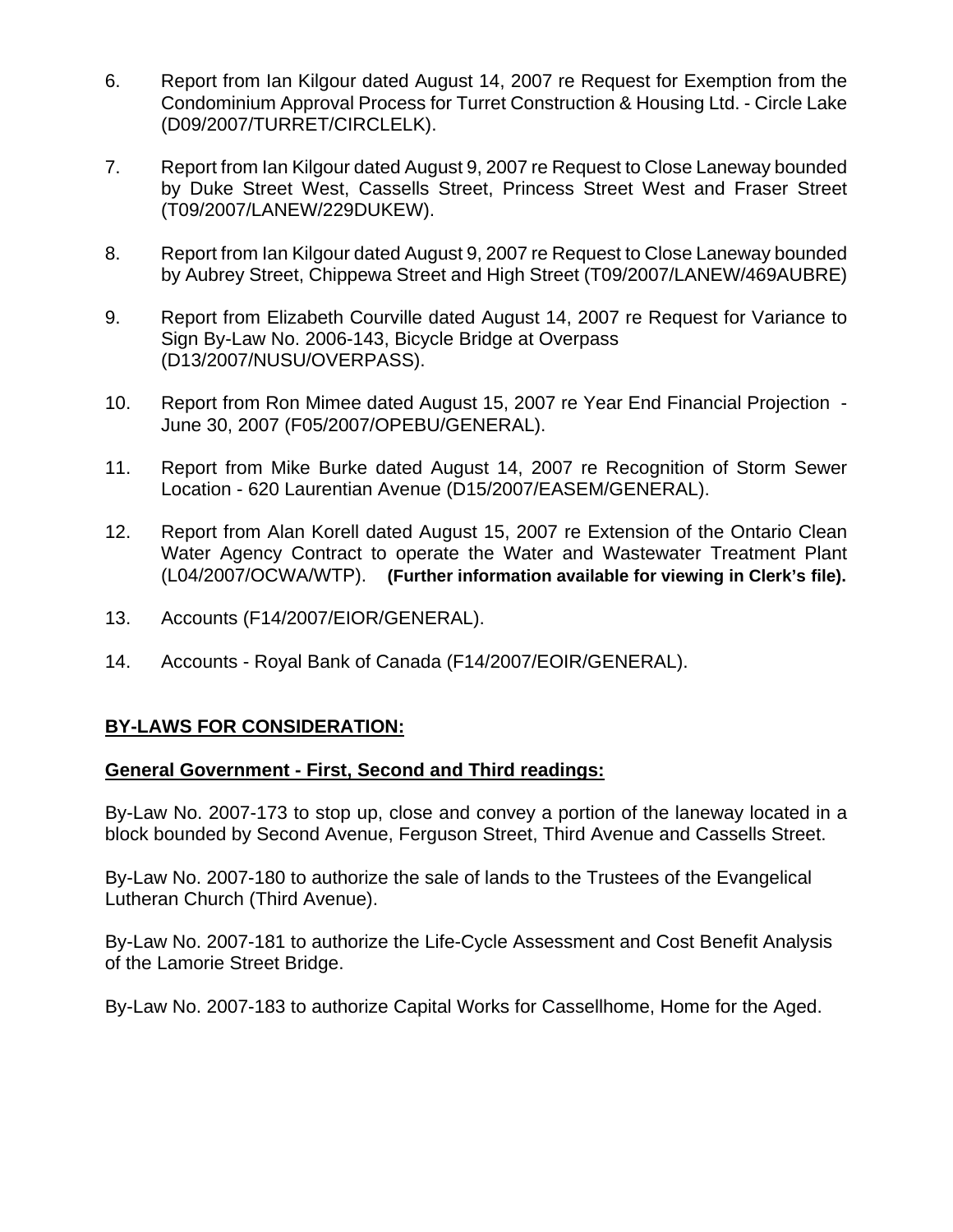6. Report from Ian Kilgour dated August 14, 2007 re Request for Exemption from the Condominium Approval Process for Turret Construction & Housing Ltd. - Circle Lake (D09/2007/TURRET/CIRCLELK).

7. Report from Ian Kilgour dated August 9, 2007 re Request to Close Laneway bounded by Duke Street West, Cassells Street, Princess Street West and Fraser Street (T09/2007/LANEW/229DUKEW).

8. Report from Ian Kilgour dated August 9, 2007 re Request to Close Laneway bounded by Aubrey Street, Chippewa Street and High Street (T09/2007/LANEW/469AUBRE)

9. Report from Elizabeth Courville dated August 14, 2007 re Request for Variance to Sign By-Law No. 2006-143, Bicycle Bridge at Overpass (D13/2007/NUSU/OVERPASS).

10. Report from Ron Mimee dated August 15, 2007 re Year End Financial Projection - June 30, 2007 (F05/2007/OPEBU/GENERAL).

11. Report from Mike Burke dated August 14, 2007 re Recognition of Storm Sewer Location - 620 Laurentian Avenue (D15/2007/EASEM/GENERAL).

12. Report from Alan Korell dated August 15, 2007 re Extension of the Ontario Clean Water Agency Contract to operate the Water and Wastewater Treatment Plant (L04/2007/OCWA/WTP). **(Further information available for viewing in Clerk's file).**

13. Accounts (F14/2007/EIOR/GENERAL).

14. Accounts - Royal Bank of Canada (F14/2007/EOIR/GENERAL).

## BY-LAWS FOR CONSIDERATION:

### General Government - First, Second and Third readings:

By-Law No. 2007-173 to stop up, close and convey a portion of the laneway located in a block bounded by Second Avenue, Ferguson Street, Third Avenue and Cassells Street.

By-Law No. 2007-180 to authorize the sale of lands to the Trustees of the Evangelical Lutheran Church (Third Avenue).

By-Law No. 2007-181 to authorize the Life-Cycle Assessment and Cost Benefit Analysis of the Lamorie Street Bridge.

By-Law No. 2007-183 to authorize Capital Works for Cassellhome, Home for the Aged.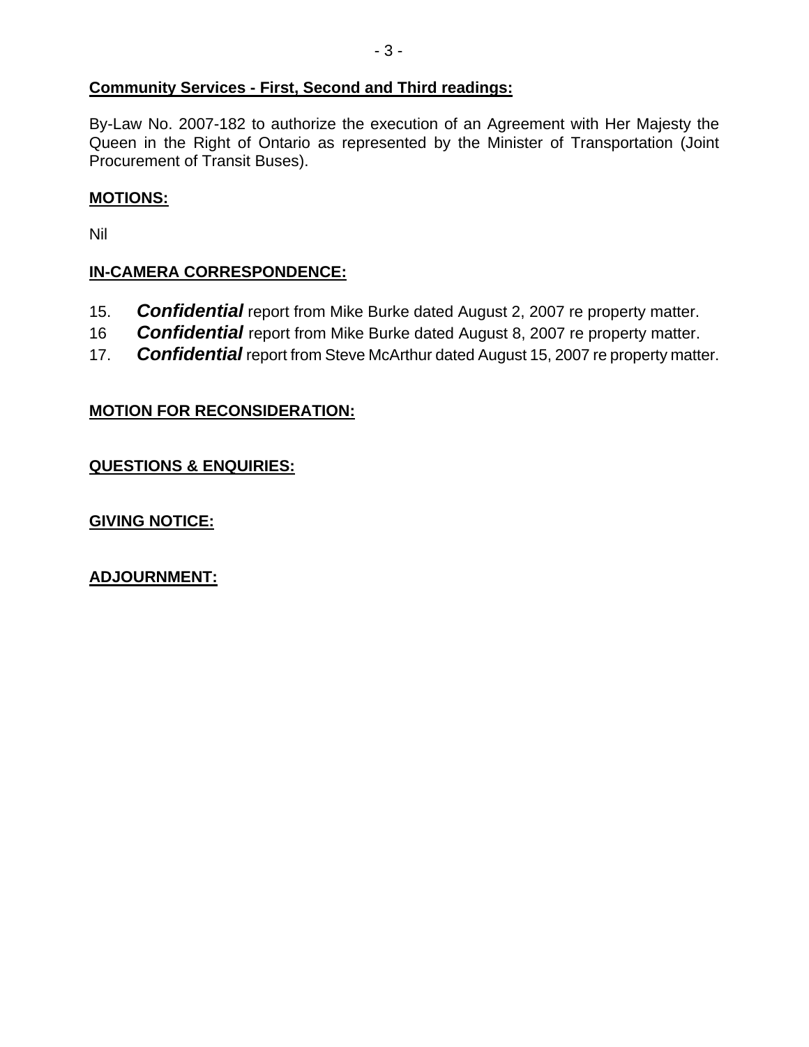**Community Services - First, Second and Third readings:**

By-Law No. 2007-182 to authorize the execution of an Agreement with Her Majesty the Queen in the Right of Ontario as represented by the Minister of Transportation (Joint Procurement of Transit Buses).

**MOTIONS:**

Nil

**IN-CAMERA CORRESPONDENCE:**

15. ***Confidential*** report from Mike Burke dated August 2, 2007 re property matter.
16 ***Confidential*** report from Mike Burke dated August 8, 2007 re property matter.
17. ***Confidential*** report from Steve McArthur dated August 15, 2007 re property matter.

**MOTION FOR RECONSIDERATION:**

**QUESTIONS & ENQUIRIES:**

**GIVING NOTICE:**

**ADJOURNMENT:**